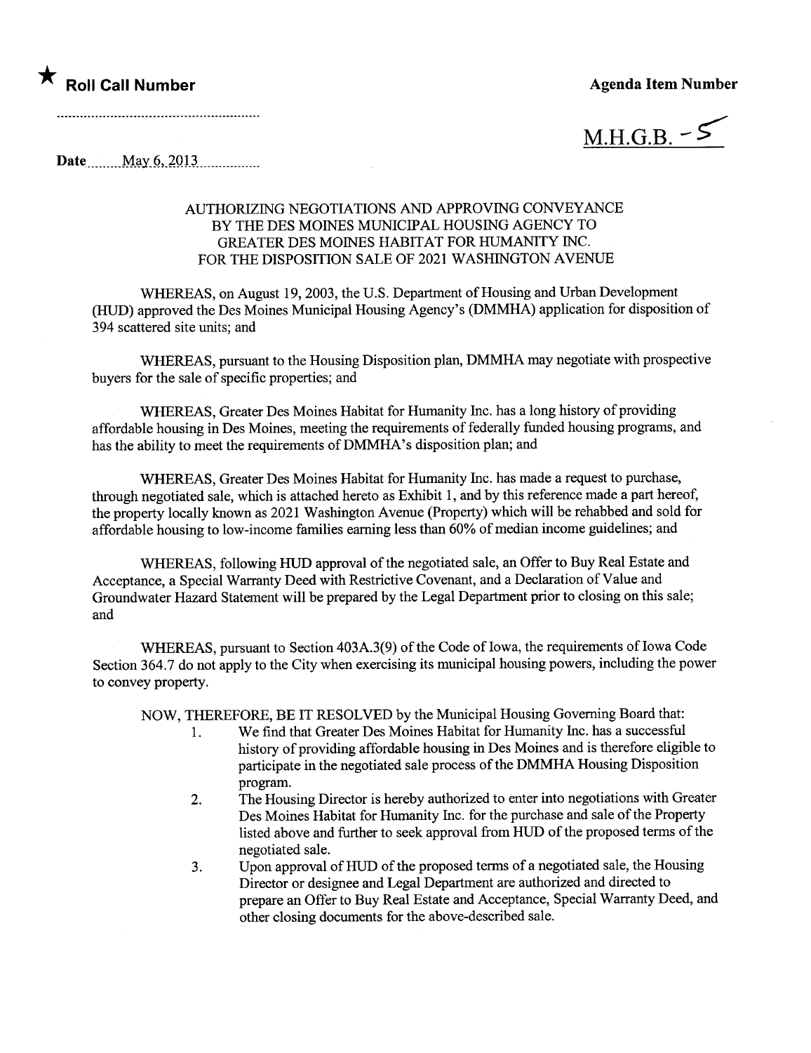★ **Roll Call Number**

..........................................................

**Agenda Item Number**

M.H.G.B. - 5

**Date** ........May 6, 2013................

AUTHORIZING NEGOTIATIONS AND APPROVING CONVEYANCE BY THE DES MOINES MUNICIPAL HOUSING AGENCY TO GREATER DES MOINES HABITAT FOR HUMANITY INC. FOR THE DISPOSITION SALE OF 2021 WASHINGTON AVENUE

WHEREAS, on August 19, 2003, the U.S. Department of Housing and Urban Development (HUD) approved the Des Moines Municipal Housing Agency's (DMMHA) application for disposition of 394 scattered site units; and

WHEREAS, pursuant to the Housing Disposition plan, DMMHA may negotiate with prospective buyers for the sale of specific properties; and

WHEREAS, Greater Des Moines Habitat for Humanity Inc. has a long history of providing affordable housing in Des Moines, meeting the requirements of federally funded housing programs, and has the ability to meet the requirements of DMMHA's disposition plan; and

WHEREAS, Greater Des Moines Habitat for Humanity Inc. has made a request to purchase, through negotiated sale, which is attached hereto as Exhibit 1, and by this reference made a part hereof, the property locally known as 2021 Washington Avenue (Property) which will be rehabbed and sold for affordable housing to low-income families earning less than 60% of median income guidelines; and

WHEREAS, following HUD approval of the negotiated sale, an Offer to Buy Real Estate and Acceptance, a Special Warranty Deed with Restrictive Covenant, and a Declaration of Value and Groundwater Hazard Statement will be prepared by the Legal Department prior to closing on this sale; and

WHEREAS, pursuant to Section 403A.3(9) of the Code of Iowa, the requirements of Iowa Code Section 364.7 do not apply to the City when exercising its municipal housing powers, including the power to convey property.

NOW, THEREFORE, BE IT RESOLVED by the Municipal Housing Governing Board that:

1. We find that Greater Des Moines Habitat for Humanity Inc. has a successful history of providing affordable housing in Des Moines and is therefore eligible to participate in the negotiated sale process of the DMMHA Housing Disposition program.
2. The Housing Director is hereby authorized to enter into negotiations with Greater Des Moines Habitat for Humanity Inc. for the purchase and sale of the Property listed above and further to seek approval from HUD of the proposed terms of the negotiated sale.
3. Upon approval of HUD of the proposed terms of a negotiated sale, the Housing Director or designee and Legal Department are authorized and directed to prepare an Offer to Buy Real Estate and Acceptance, Special Warranty Deed, and other closing documents for the above-described sale.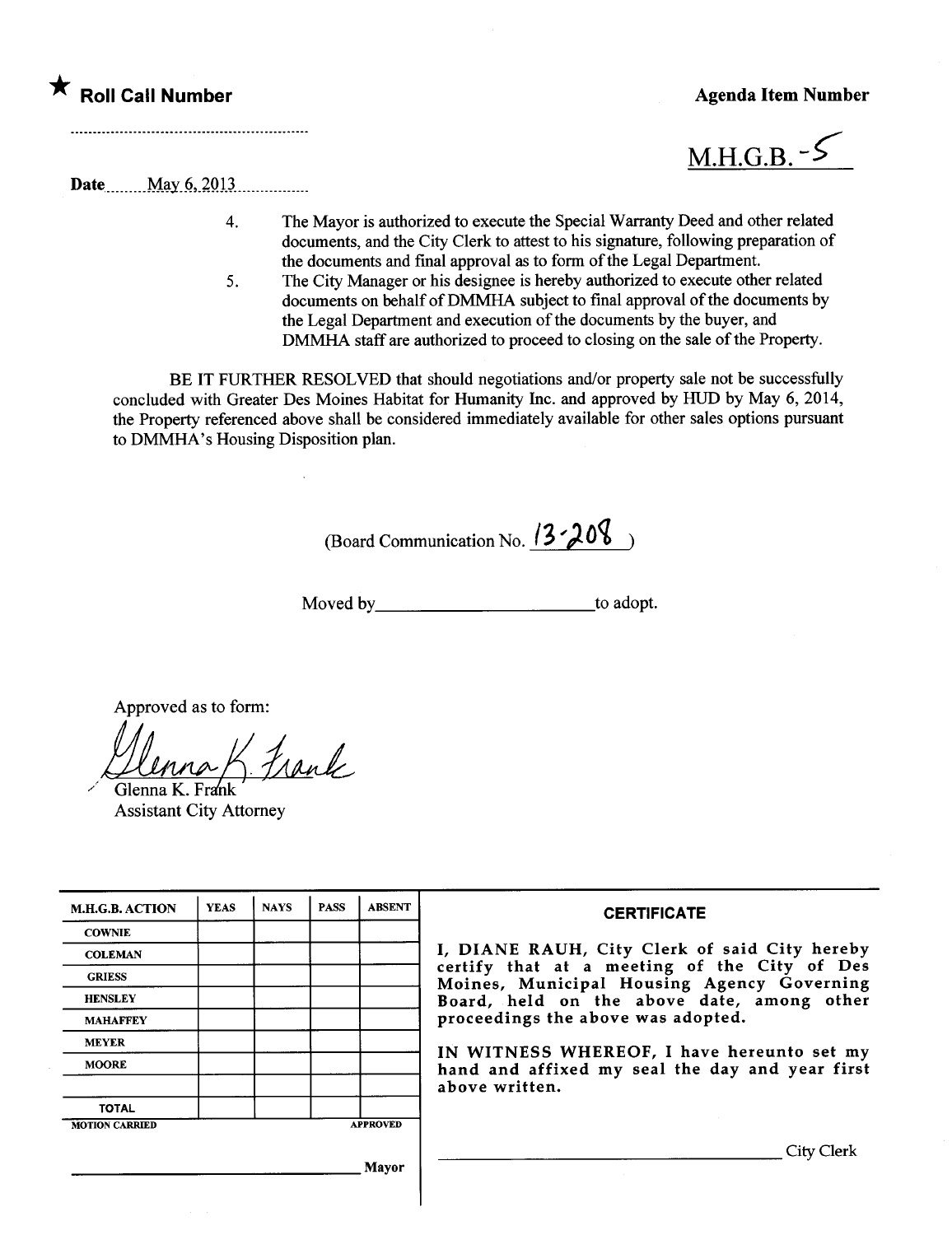★ **Roll Call Number**

**Agenda Item Number**

M.H.G.B. -5

Date May 6, 2013

4. The Mayor is authorized to execute the Special Warranty Deed and other related documents, and the City Clerk to attest to his signature, following preparation of the documents and final approval as to form of the Legal Department.
5. The City Manager or his designee is hereby authorized to execute other related documents on behalf of DMMHA subject to final approval of the documents by the Legal Department and execution of the documents by the buyer, and DMMHA staff are authorized to proceed to closing on the sale of the Property.

BE IT FURTHER RESOLVED that should negotiations and/or property sale not be successfully concluded with Greater Des Moines Habitat for Humanity Inc. and approved by HUD by May 6, 2014, the Property referenced above shall be considered immediately available for other sales options pursuant to DMMHA's Housing Disposition plan.

(Board Communication No. 13-208)

Moved by\_\_\_\_\_\_\_\_\_\_\_\_\_\_\_\_\_\_\_\_\_\_to adopt.

Approved as to form:

Glenna K. Frank
Assistant City Attorney

| M.H.G.B. ACTION | YEAS | NAYS | PASS | ABSENT |
|---|---|---|---|---|
| COWNIE | | | | |
| COLEMAN | | | | |
| GRIESS | | | | |
| HENSLEY | | | | |
| MAHAFFEY | | | | |
| MEYER | | | | |
| MOORE | | | | |
| | | | | |
| TOTAL | | | | |

MOTION CARRIED APPROVED

\_\_\_\_\_\_\_\_\_\_\_\_\_\_\_\_\_\_\_\_\_\_ Mayor

**CERTIFICATE**

I, DIANE RAUH, City Clerk of said City hereby certify that at a meeting of the City of Des Moines, Municipal Housing Agency Governing Board, held on the above date, among other proceedings the above was adopted.

IN WITNESS WHEREOF, I have hereunto set my hand and affixed my seal the day and year first above written.

\_\_\_\_\_\_\_\_\_\_\_\_\_\_\_\_\_\_\_\_\_\_ City Clerk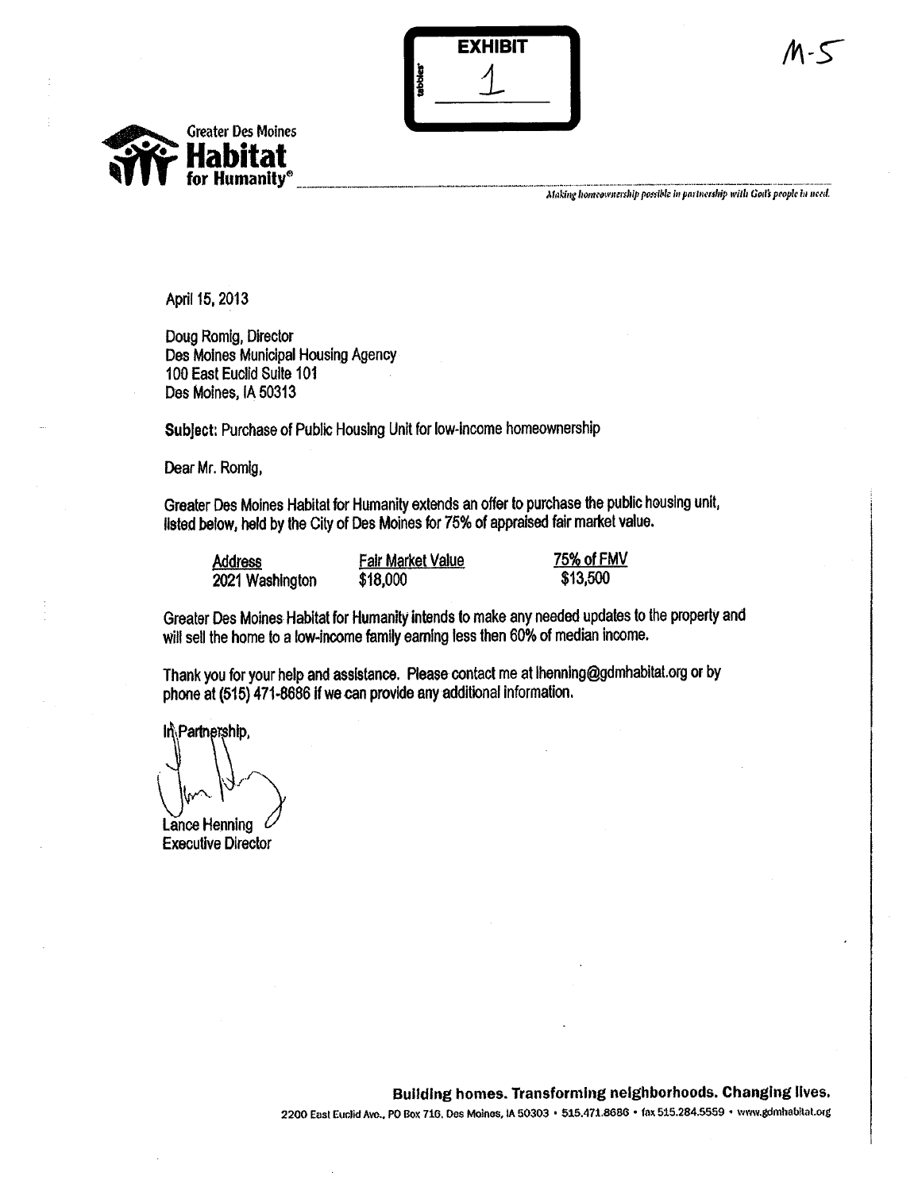EXHIBIT 1

M-5

Greater Des Moines **Habitat for Humanity**®

*Making homeownership possible in partnership with God's people in need.*

April 15, 2013

Doug Romig, Director
Des Moines Municipal Housing Agency
100 East Euclid Suite 101
Des Moines, IA 50313

**Subject:** Purchase of Public Housing Unit for low-income homeownership

Dear Mr. Romig,

Greater Des Moines Habitat for Humanity extends an offer to purchase the public housing unit, listed below, held by the City of Des Moines for 75% of appraised fair market value.

| Address | Fair Market Value | 75% of FMV |
|---|---|---|
| 2021 Washington | $18,000 | $13,500 |

Greater Des Moines Habitat for Humanity intends to make any needed updates to the property and will sell the home to a low-income family earning less then 60% of median income.

Thank you for your help and assistance. Please contact me at lhenning@gdmhabitat.org or by phone at (515) 471-8686 if we can provide any additional information.

In Partnership,

Lance Henning
Executive Director

**Building homes. Transforming neighborhoods. Changing lives.**

2200 East Euclid Ave., PO Box 716, Des Moines, IA 50303 • 515.471.8686 • fax 515.284.5559 • www.gdmhabitat.org